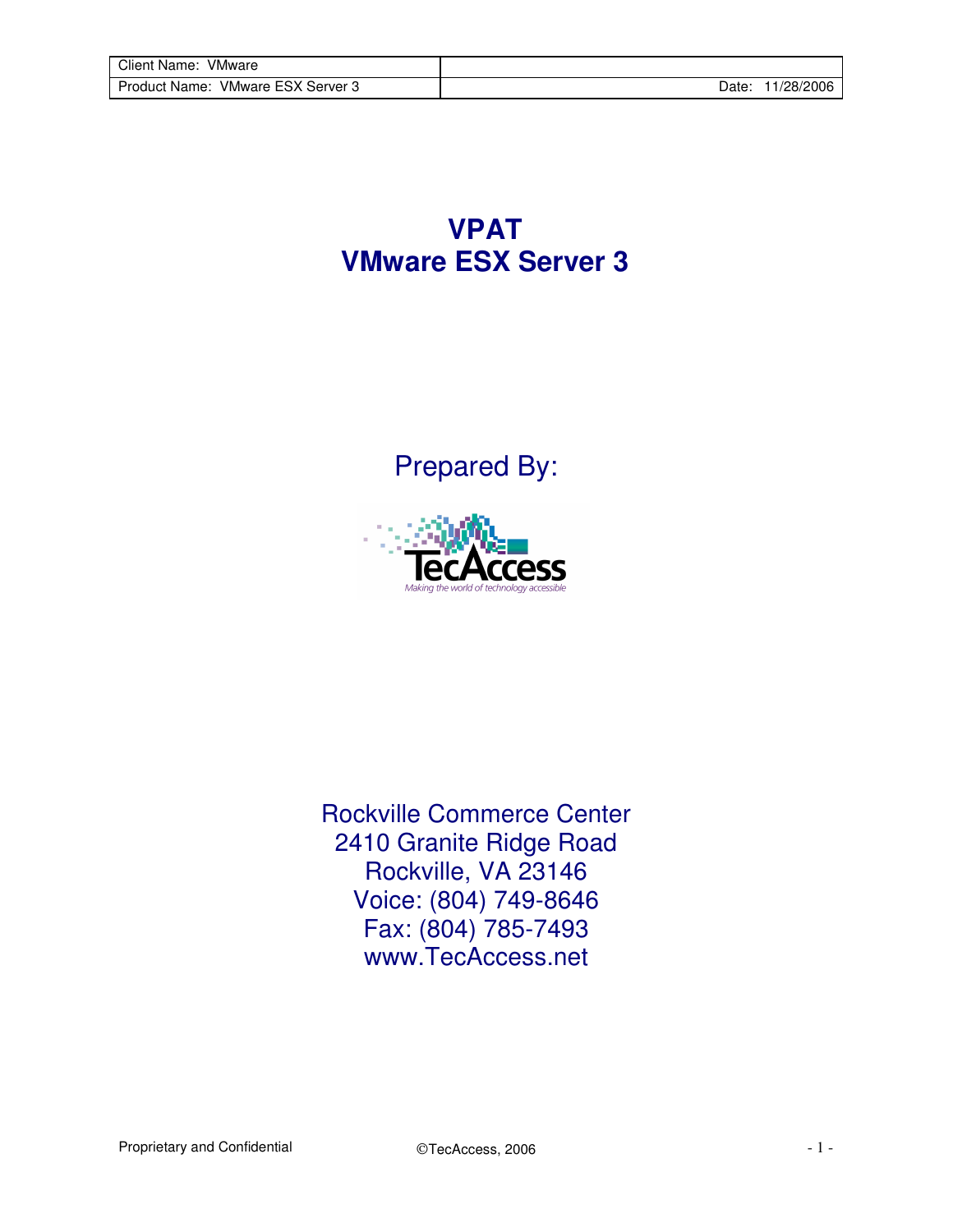| Client Name: VMware | |
|---|---|
| Product Name: VMware ESX Server 3 | Date: 11/28/2006 |

# VPAT
# VMware ESX Server 3

Prepared By:

TecAccess

*Making the world of technology accessible*

Rockville Commerce Center
2410 Granite Ridge Road
Rockville, VA 23146
Voice: (804) 749-8646
Fax: (804) 785-7493
www.TecAccess.net

Proprietary and Confidential ©TecAccess, 2006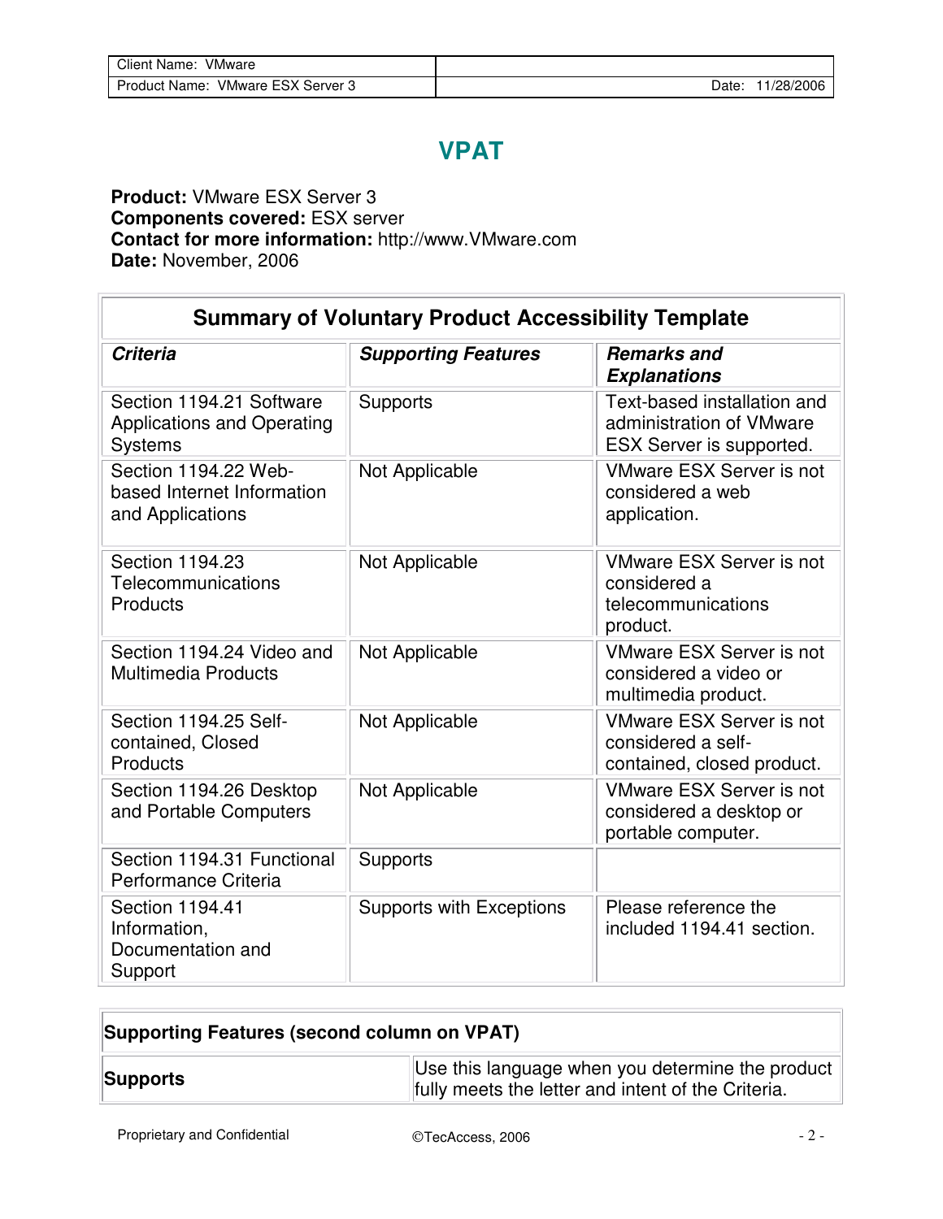# VPAT

**Product:** VMware ESX Server 3
**Components covered:** ESX server
**Contact for more information:** http://www.VMware.com
**Date:** November, 2006

| Summary of Voluntary Product Accessibility Template | | |
|---|---|---|
| ***Criteria*** | ***Supporting Features*** | ***Remarks and Explanations*** |
| Section 1194.21 Software Applications and Operating Systems | Supports | Text-based installation and administration of VMware ESX Server is supported. |
| Section 1194.22 Web-based Internet Information and Applications | Not Applicable | VMware ESX Server is not considered a web application. |
| Section 1194.23 Telecommunications Products | Not Applicable | VMware ESX Server is not considered a telecommunications product. |
| Section 1194.24 Video and Multimedia Products | Not Applicable | VMware ESX Server is not considered a video or multimedia product. |
| Section 1194.25 Self-contained, Closed Products | Not Applicable | VMware ESX Server is not considered a self-contained, closed product. |
| Section 1194.26 Desktop and Portable Computers | Not Applicable | VMware ESX Server is not considered a desktop or portable computer. |
| Section 1194.31 Functional Performance Criteria | Supports | |
| Section 1194.41 Information, Documentation and Support | Supports with Exceptions | Please reference the included 1194.41 section. |

| **Supporting Features (second column on VPAT)** | |
|---|---|
| **Supports** | Use this language when you determine the product fully meets the letter and intent of the Criteria. |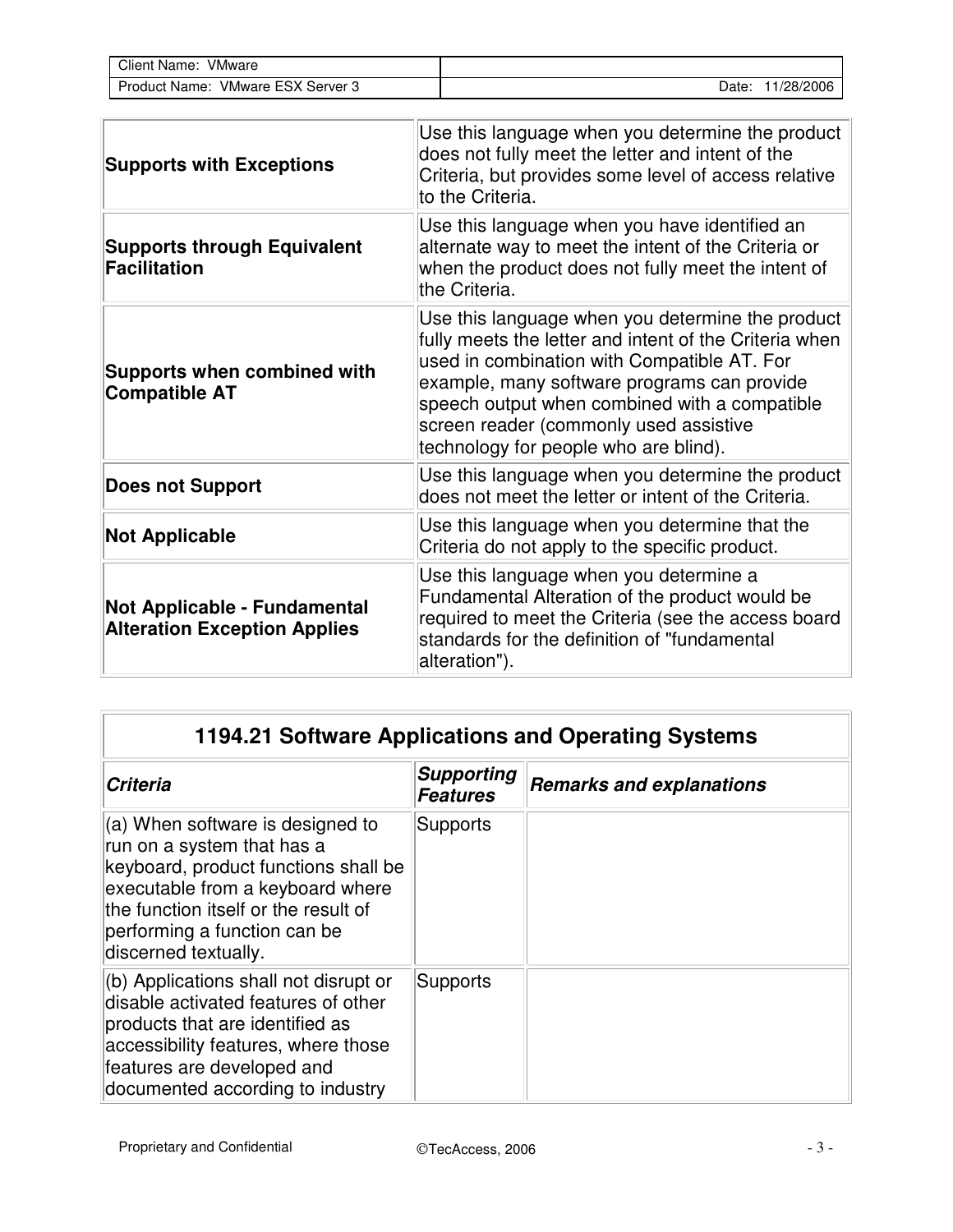| | |
|---|---|
| **Supports with Exceptions** | Use this language when you determine the product does not fully meet the letter and intent of the Criteria, but provides some level of access relative to the Criteria. |
| **Supports through Equivalent Facilitation** | Use this language when you have identified an alternate way to meet the intent of the Criteria or when the product does not fully meet the intent of the Criteria. |
| **Supports when combined with Compatible AT** | Use this language when you determine the product fully meets the letter and intent of the Criteria when used in combination with Compatible AT. For example, many software programs can provide speech output when combined with a compatible screen reader (commonly used assistive technology for people who are blind). |
| **Does not Support** | Use this language when you determine the product does not meet the letter or intent of the Criteria. |
| **Not Applicable** | Use this language when you determine that the Criteria do not apply to the specific product. |
| **Not Applicable - Fundamental Alteration Exception Applies** | Use this language when you determine a Fundamental Alteration of the product would be required to meet the Criteria (see the access board standards for the definition of "fundamental alteration"). |

## 1194.21 Software Applications and Operating Systems

| ***Criteria*** | ***Supporting Features*** | ***Remarks and explanations*** |
|---|---|---|
| (a) When software is designed to run on a system that has a keyboard, product functions shall be executable from a keyboard where the function itself or the result of performing a function can be discerned textually. | Supports | |
| (b) Applications shall not disrupt or disable activated features of other products that are identified as accessibility features, where those features are developed and documented according to industry | Supports | |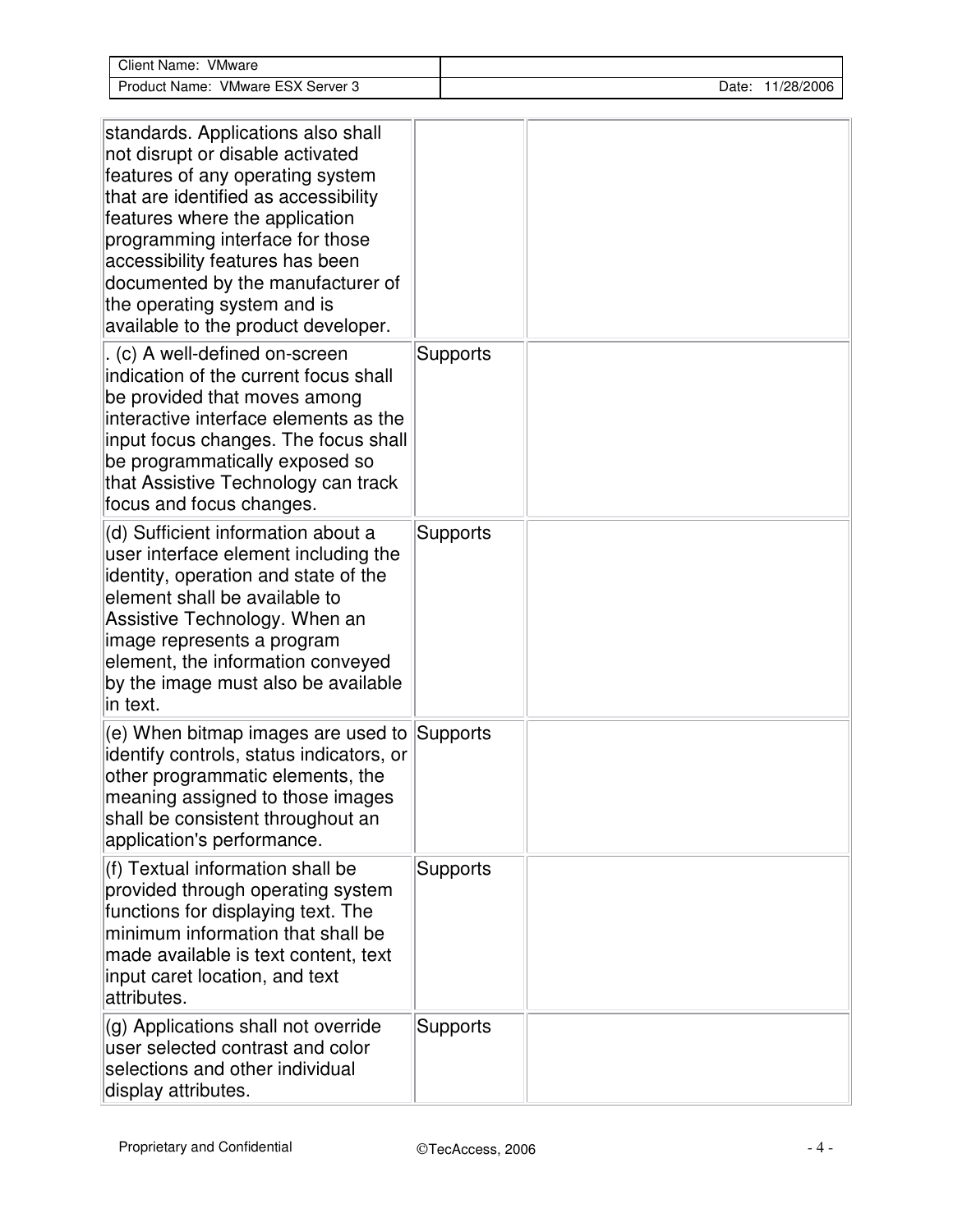| | | |
|---|---|---|
| standards. Applications also shall not disrupt or disable activated features of any operating system that are identified as accessibility features where the application programming interface for those accessibility features has been documented by the manufacturer of the operating system and is available to the product developer. | | |
| . (c) A well-defined on-screen indication of the current focus shall be provided that moves among interactive interface elements as the input focus changes. The focus shall be programmatically exposed so that Assistive Technology can track focus and focus changes. | Supports | |
| (d) Sufficient information about a user interface element including the identity, operation and state of the element shall be available to Assistive Technology. When an image represents a program element, the information conveyed by the image must also be available in text. | Supports | |
| (e) When bitmap images are used to identify controls, status indicators, or other programmatic elements, the meaning assigned to those images shall be consistent throughout an application's performance. | Supports | |
| (f) Textual information shall be provided through operating system functions for displaying text. The minimum information that shall be made available is text content, text input caret location, and text attributes. | Supports | |
| (g) Applications shall not override user selected contrast and color selections and other individual display attributes. | Supports | |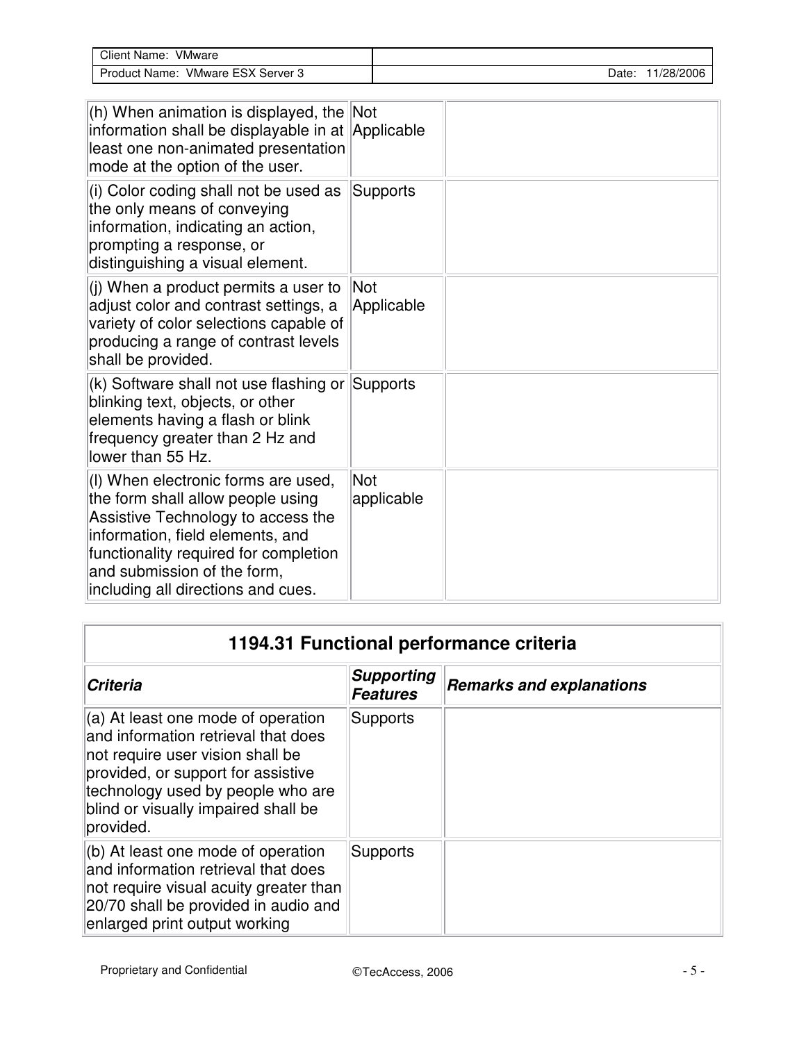| | | |
|---|---|---|
| (h) When animation is displayed, the information shall be displayable in at least one non-animated presentation mode at the option of the user. | Not Applicable | |
| (i) Color coding shall not be used as the only means of conveying information, indicating an action, prompting a response, or distinguishing a visual element. | Supports | |
| (j) When a product permits a user to adjust color and contrast settings, a variety of color selections capable of producing a range of contrast levels shall be provided. | Not Applicable | |
| (k) Software shall not use flashing or blinking text, objects, or other elements having a flash or blink frequency greater than 2 Hz and lower than 55 Hz. | Supports | |
| (l) When electronic forms are used, the form shall allow people using Assistive Technology to access the information, field elements, and functionality required for completion and submission of the form, including all directions and cues. | Not applicable | |

## 1194.31 Functional performance criteria

| *Criteria* | *Supporting Features* | *Remarks and explanations* |
|---|---|---|
| (a) At least one mode of operation and information retrieval that does not require user vision shall be provided, or support for assistive technology used by people who are blind or visually impaired shall be provided. | Supports | |
| (b) At least one mode of operation and information retrieval that does not require visual acuity greater than 20/70 shall be provided in audio and enlarged print output working | Supports | |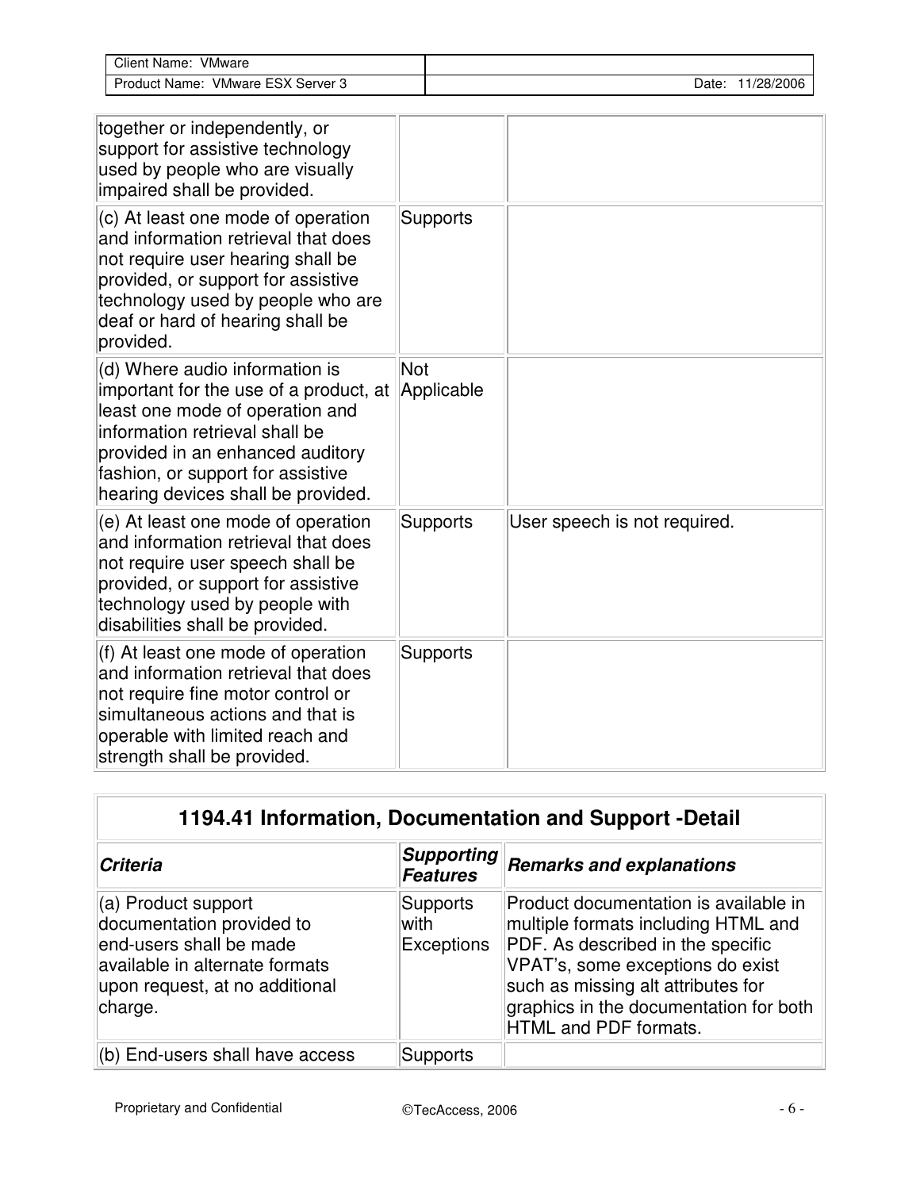| | | |
|---|---|---|
| together or independently, or support for assistive technology used by people who are visually impaired shall be provided. | | |
| (c) At least one mode of operation and information retrieval that does not require user hearing shall be provided, or support for assistive technology used by people who are deaf or hard of hearing shall be provided. | Supports | |
| (d) Where audio information is important for the use of a product, at least one mode of operation and information retrieval shall be provided in an enhanced auditory fashion, or support for assistive hearing devices shall be provided. | Not Applicable | |
| (e) At least one mode of operation and information retrieval that does not require user speech shall be provided, or support for assistive technology used by people with disabilities shall be provided. | Supports | User speech is not required. |
| (f) At least one mode of operation and information retrieval that does not require fine motor control or simultaneous actions and that is operable with limited reach and strength shall be provided. | Supports | |

## 1194.41 Information, Documentation and Support -Detail

| ***Criteria*** | ***Supporting Features*** | ***Remarks and explanations*** |
|---|---|---|
| (a) Product support documentation provided to end-users shall be made available in alternate formats upon request, at no additional charge. | Supports with Exceptions | Product documentation is available in multiple formats including HTML and PDF. As described in the specific VPAT's, some exceptions do exist such as missing alt attributes for graphics in the documentation for both HTML and PDF formats. |
| (b) End-users shall have access | Supports | |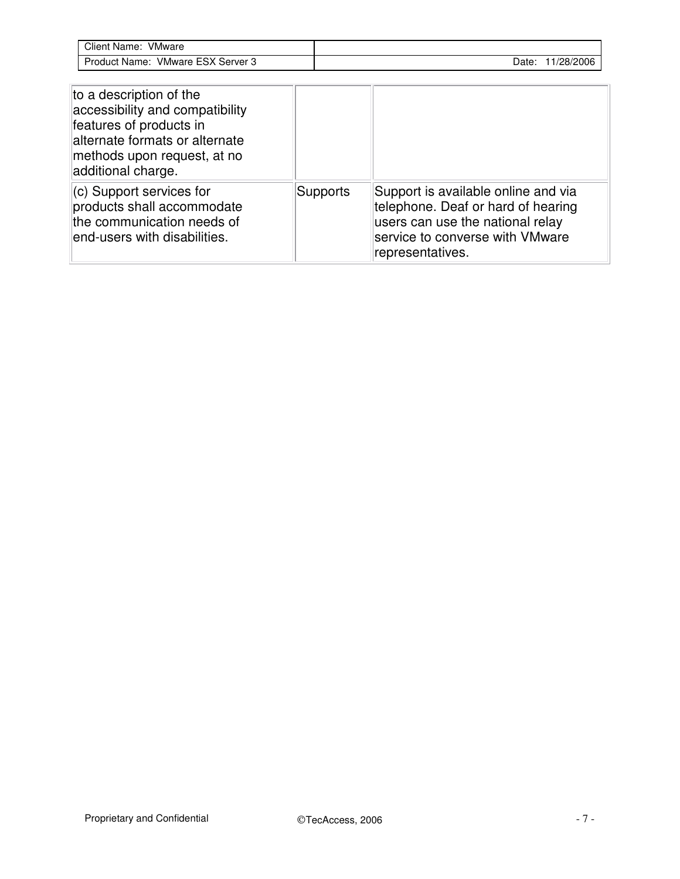| | | |
|---|---|---|
| to a description of the accessibility and compatibility features of products in alternate formats or alternate methods upon request, at no additional charge. | | |
| (c) Support services for products shall accommodate the communication needs of end-users with disabilities. | Supports | Support is available online and via telephone. Deaf or hard of hearing users can use the national relay service to converse with VMware representatives. |